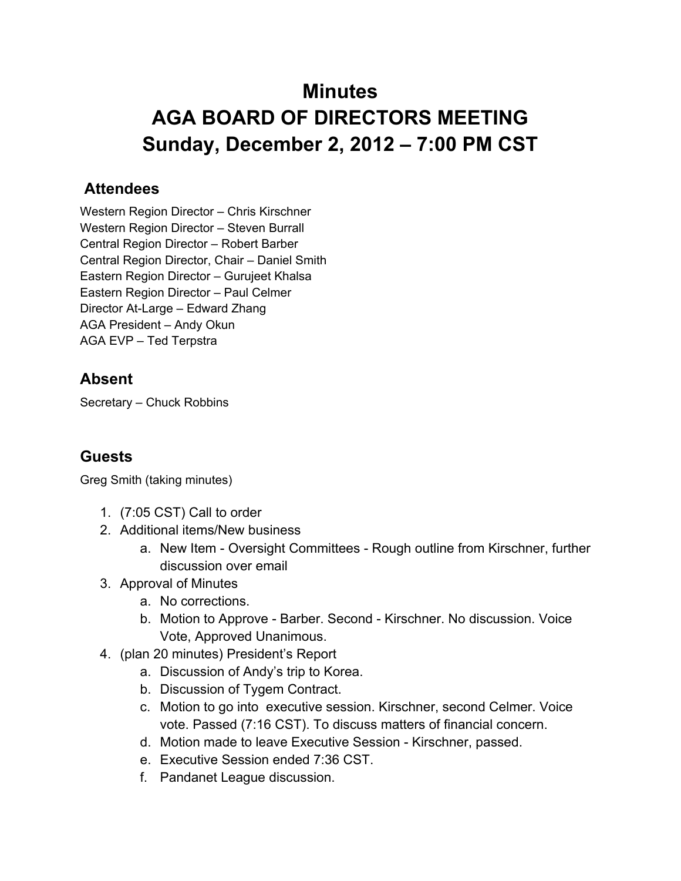# Minutes
# AGA BOARD OF DIRECTORS MEETING
# Sunday, December 2, 2012 – 7:00 PM CST

## Attendees

Western Region Director – Chris Kirschner
Western Region Director – Steven Burrall
Central Region Director – Robert Barber
Central Region Director, Chair – Daniel Smith
Eastern Region Director – Gurujeet Khalsa
Eastern Region Director – Paul Celmer
Director At-Large – Edward Zhang
AGA President – Andy Okun
AGA EVP – Ted Terpstra

## Absent

Secretary – Chuck Robbins

## Guests

Greg Smith (taking minutes)

1. (7:05 CST) Call to order
2. Additional items/New business
    a. New Item - Oversight Committees - Rough outline from Kirschner, further discussion over email
3. Approval of Minutes
    a. No corrections.
    b. Motion to Approve - Barber. Second - Kirschner. No discussion. Voice Vote, Approved Unanimous.
4. (plan 20 minutes) President's Report
    a. Discussion of Andy's trip to Korea.
    b. Discussion of Tygem Contract.
    c. Motion to go into executive session. Kirschner, second Celmer. Voice vote. Passed (7:16 CST). To discuss matters of financial concern.
    d. Motion made to leave Executive Session - Kirschner, passed.
    e. Executive Session ended 7:36 CST.
    f. Pandanet League discussion.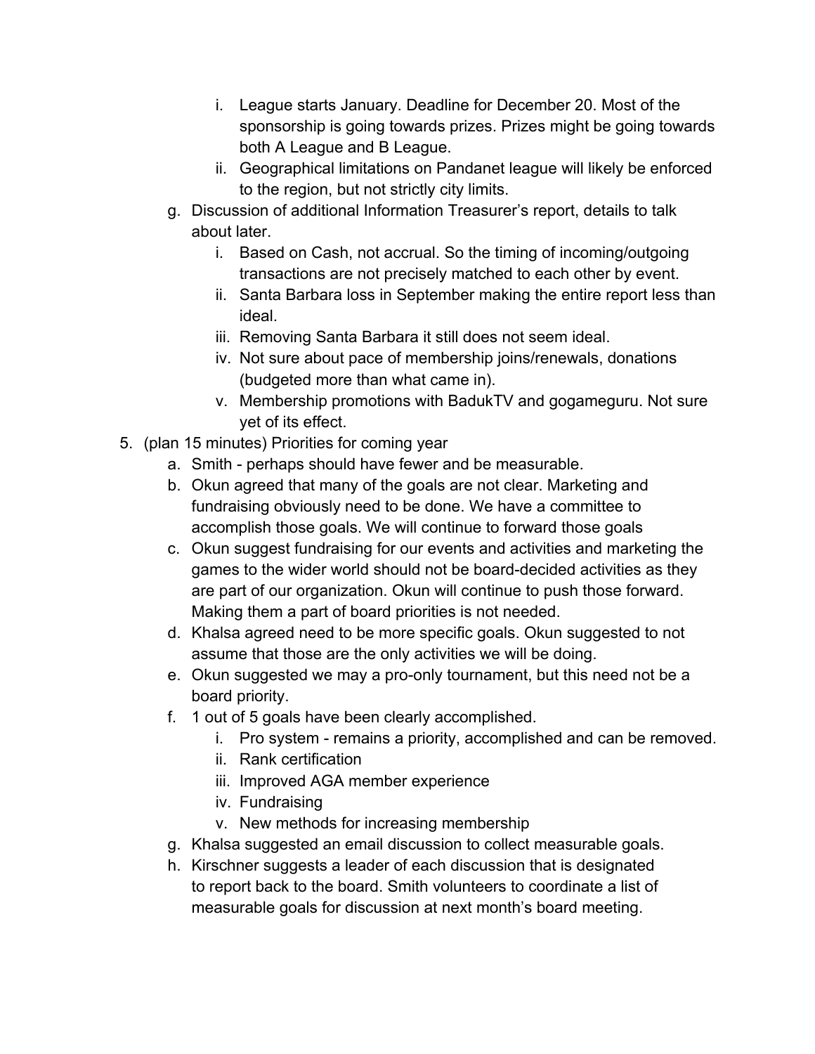i. League starts January. Deadline for December 20. Most of the sponsorship is going towards prizes. Prizes might be going towards both A League and B League.
        ii. Geographical limitations on Pandanet league will likely be enforced to the region, but not strictly city limits.
    g. Discussion of additional Information Treasurer's report, details to talk about later.
        i. Based on Cash, not accrual. So the timing of incoming/outgoing transactions are not precisely matched to each other by event.
        ii. Santa Barbara loss in September making the entire report less than ideal.
        iii. Removing Santa Barbara it still does not seem ideal.
        iv. Not sure about pace of membership joins/renewals, donations (budgeted more than what came in).
        v. Membership promotions with BadukTV and gogameguru. Not sure yet of its effect.

5. (plan 15 minutes) Priorities for coming year
    a. Smith - perhaps should have fewer and be measurable.
    b. Okun agreed that many of the goals are not clear. Marketing and fundraising obviously need to be done. We have a committee to accomplish those goals. We will continue to forward those goals
    c. Okun suggest fundraising for our events and activities and marketing the games to the wider world should not be board-decided activities as they are part of our organization. Okun will continue to push those forward. Making them a part of board priorities is not needed.
    d. Khalsa agreed need to be more specific goals. Okun suggested to not assume that those are the only activities we will be doing.
    e. Okun suggested we may a pro-only tournament, but this need not be a board priority.
    f. 1 out of 5 goals have been clearly accomplished.
        i. Pro system - remains a priority, accomplished and can be removed.
        ii. Rank certification
        iii. Improved AGA member experience
        iv. Fundraising
        v. New methods for increasing membership
    g. Khalsa suggested an email discussion to collect measurable goals.
    h. Kirschner suggests a leader of each discussion that is designated to report back to the board. Smith volunteers to coordinate a list of measurable goals for discussion at next month's board meeting.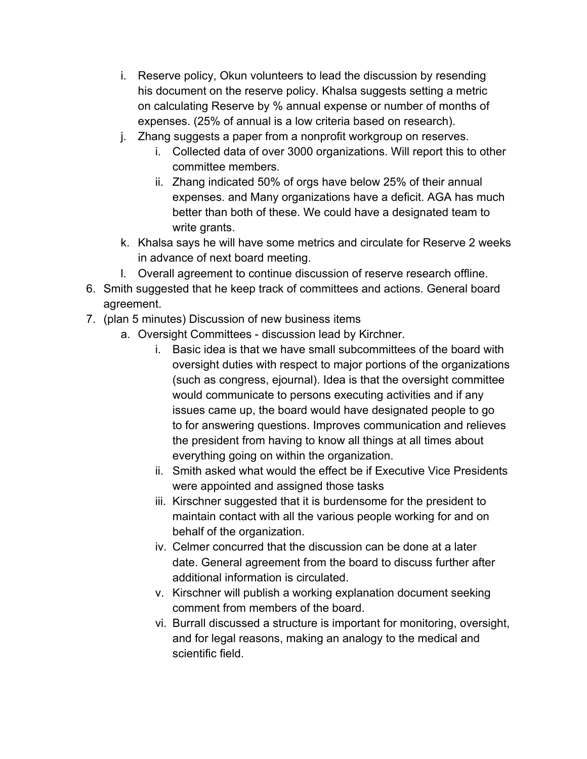i. Reserve policy, Okun volunteers to lead the discussion by resending his document on the reserve policy. Khalsa suggests setting a metric on calculating Reserve by % annual expense or number of months of expenses. (25% of annual is a low criteria based on research).
   j. Zhang suggests a paper from a nonprofit workgroup on reserves.
      i. Collected data of over 3000 organizations. Will report this to other committee members.
      ii. Zhang indicated 50% of orgs have below 25% of their annual expenses. and Many organizations have a deficit. AGA has much better than both of these. We could have a designated team to write grants.
   k. Khalsa says he will have some metrics and circulate for Reserve 2 weeks in advance of next board meeting.
   l. Overall agreement to continue discussion of reserve research offline.
6. Smith suggested that he keep track of committees and actions. General board agreement.
7. (plan 5 minutes) Discussion of new business items
   a. Oversight Committees - discussion lead by Kirchner.
      i. Basic idea is that we have small subcommittees of the board with oversight duties with respect to major portions of the organizations (such as congress, ejournal). Idea is that the oversight committee would communicate to persons executing activities and if any issues came up, the board would have designated people to go to for answering questions. Improves communication and relieves the president from having to know all things at all times about everything going on within the organization.
      ii. Smith asked what would the effect be if Executive Vice Presidents were appointed and assigned those tasks
      iii. Kirschner suggested that it is burdensome for the president to maintain contact with all the various people working for and on behalf of the organization.
      iv. Celmer concurred that the discussion can be done at a later date. General agreement from the board to discuss further after additional information is circulated.
      v. Kirschner will publish a working explanation document seeking comment from members of the board.
      vi. Burrall discussed a structure is important for monitoring, oversight, and for legal reasons, making an analogy to the medical and scientific field.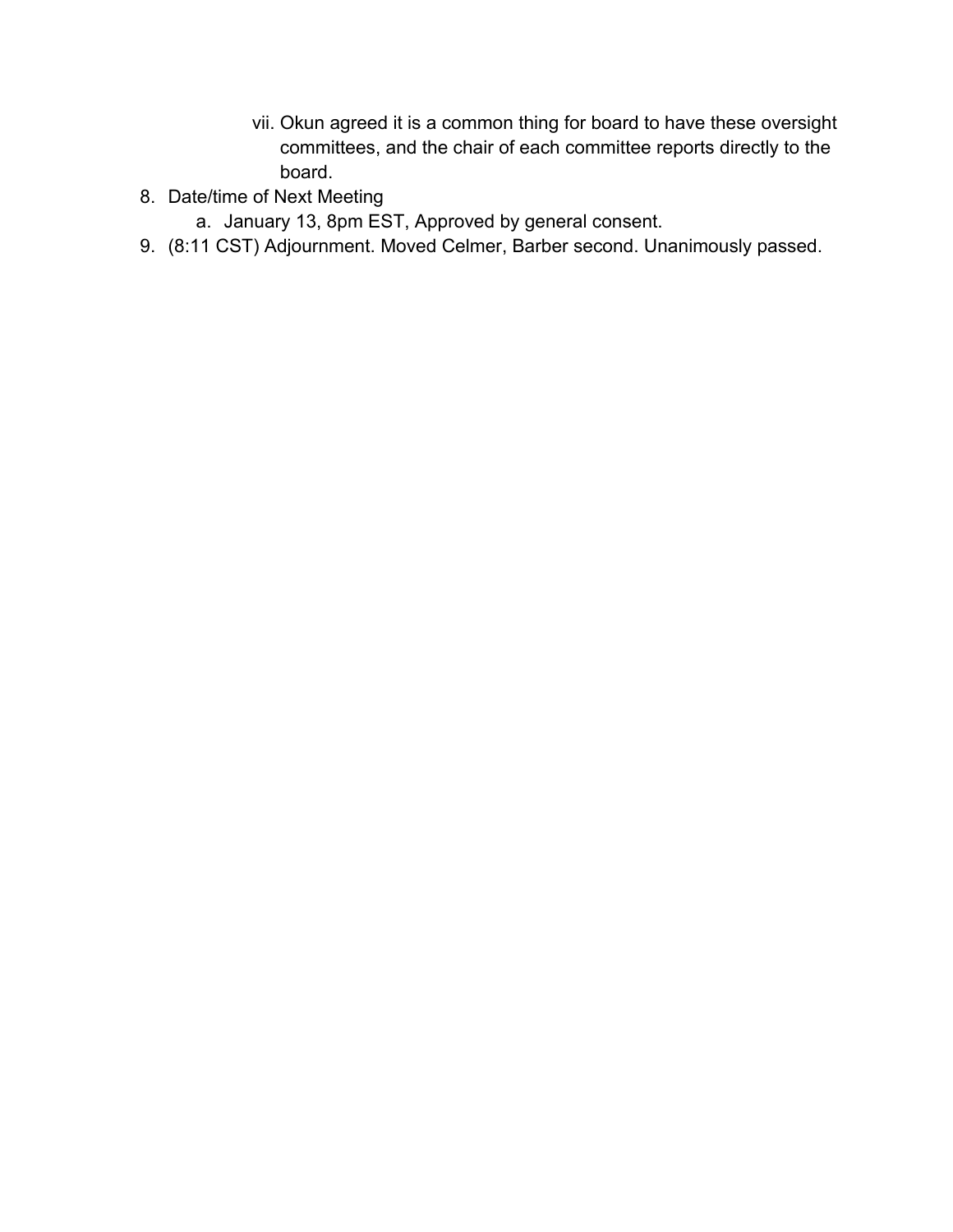vii. Okun agreed it is a common thing for board to have these oversight committees, and the chair of each committee reports directly to the board.

8. Date/time of Next Meeting
   a. January 13, 8pm EST, Approved by general consent.
9. (8:11 CST) Adjournment. Moved Celmer, Barber second. Unanimously passed.